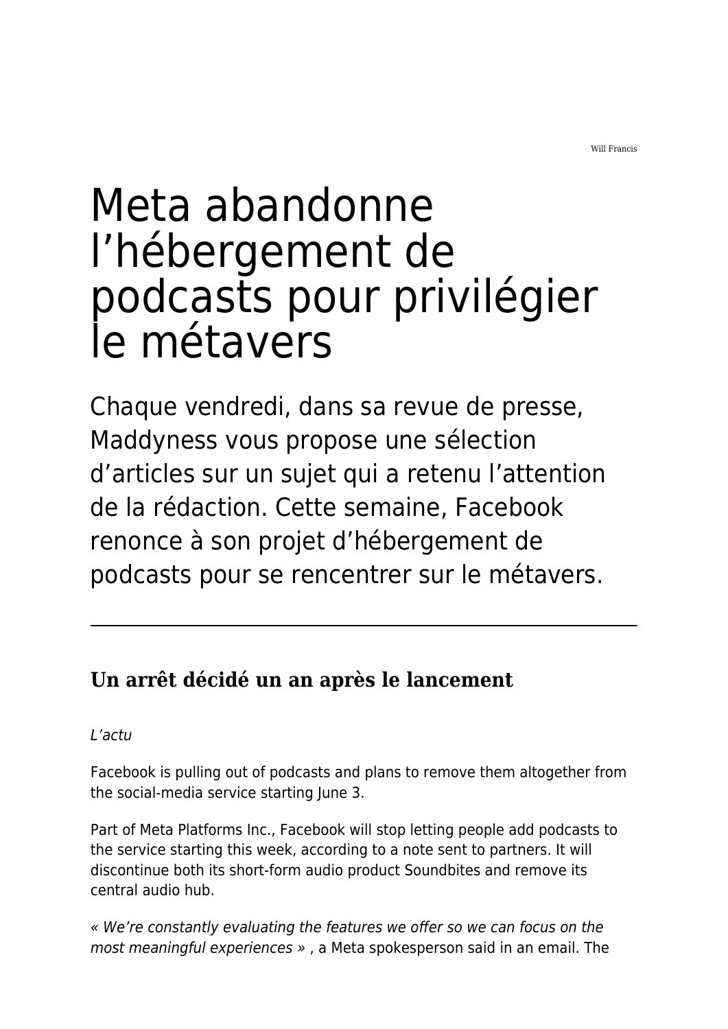Will Francis

# Meta abandonne l’hébergement de podcasts pour privilégier le métavers

Chaque vendredi, dans sa revue de presse, Maddyness vous propose une sélection d’articles sur un sujet qui a retenu l’attention de la rédaction. Cette semaine, Facebook renonce à son projet d’hébergement de podcasts pour se rencentrer sur le métavers.

---

## Un arrêt décidé un an après le lancement

*L’actu*

Facebook is pulling out of podcasts and plans to remove them altogether from the social-media service starting June 3.

Part of Meta Platforms Inc., Facebook will stop letting people add podcasts to the service starting this week, according to a note sent to partners. It will discontinue both its short-form audio product Soundbites and remove its central audio hub.

*« We’re constantly evaluating the features we offer so we can focus on the most meaningful experiences »* , a Meta spokesperson said in an email. The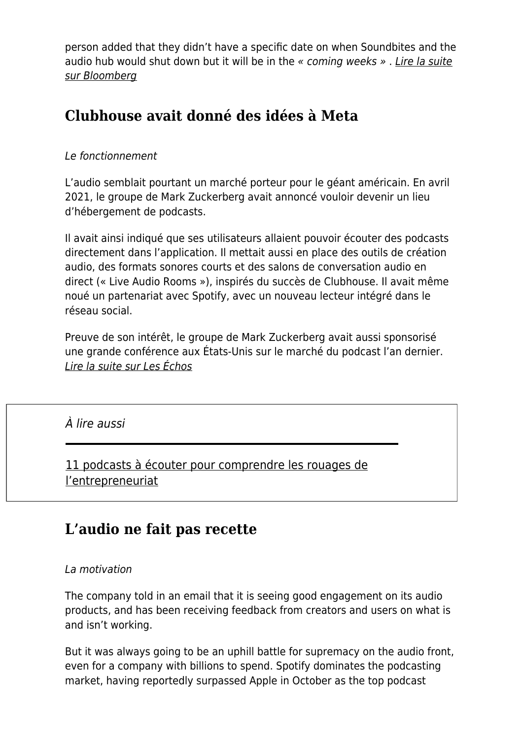person added that they didn't have a specific date on when Soundbites and the audio hub would shut down but it will be in the *« coming weeks »* . *Lire la suite sur Bloomberg*

## Clubhouse avait donné des idées à Meta

*Le fonctionnement*

L'audio semblait pourtant un marché porteur pour le géant américain. En avril 2021, le groupe de Mark Zuckerberg avait annoncé vouloir devenir un lieu d'hébergement de podcasts.

Il avait ainsi indiqué que ses utilisateurs allaient pouvoir écouter des podcasts directement dans l'application. Il mettait aussi en place des outils de création audio, des formats sonores courts et des salons de conversation audio en direct (« Live Audio Rooms »), inspirés du succès de Clubhouse. Il avait même noué un partenariat avec Spotify, avec un nouveau lecteur intégré dans le réseau social.

Preuve de son intérêt, le groupe de Mark Zuckerberg avait aussi sponsorisé une grande conférence aux États-Unis sur le marché du podcast l'an dernier. *Lire la suite sur Les Échos*

*À lire aussi*

11 podcasts à écouter pour comprendre les rouages de l'entrepreneuriat

## L'audio ne fait pas recette

*La motivation*

The company told in an email that it is seeing good engagement on its audio products, and has been receiving feedback from creators and users on what is and isn't working.

But it was always going to be an uphill battle for supremacy on the audio front, even for a company with billions to spend. Spotify dominates the podcasting market, having reportedly surpassed Apple in October as the top podcast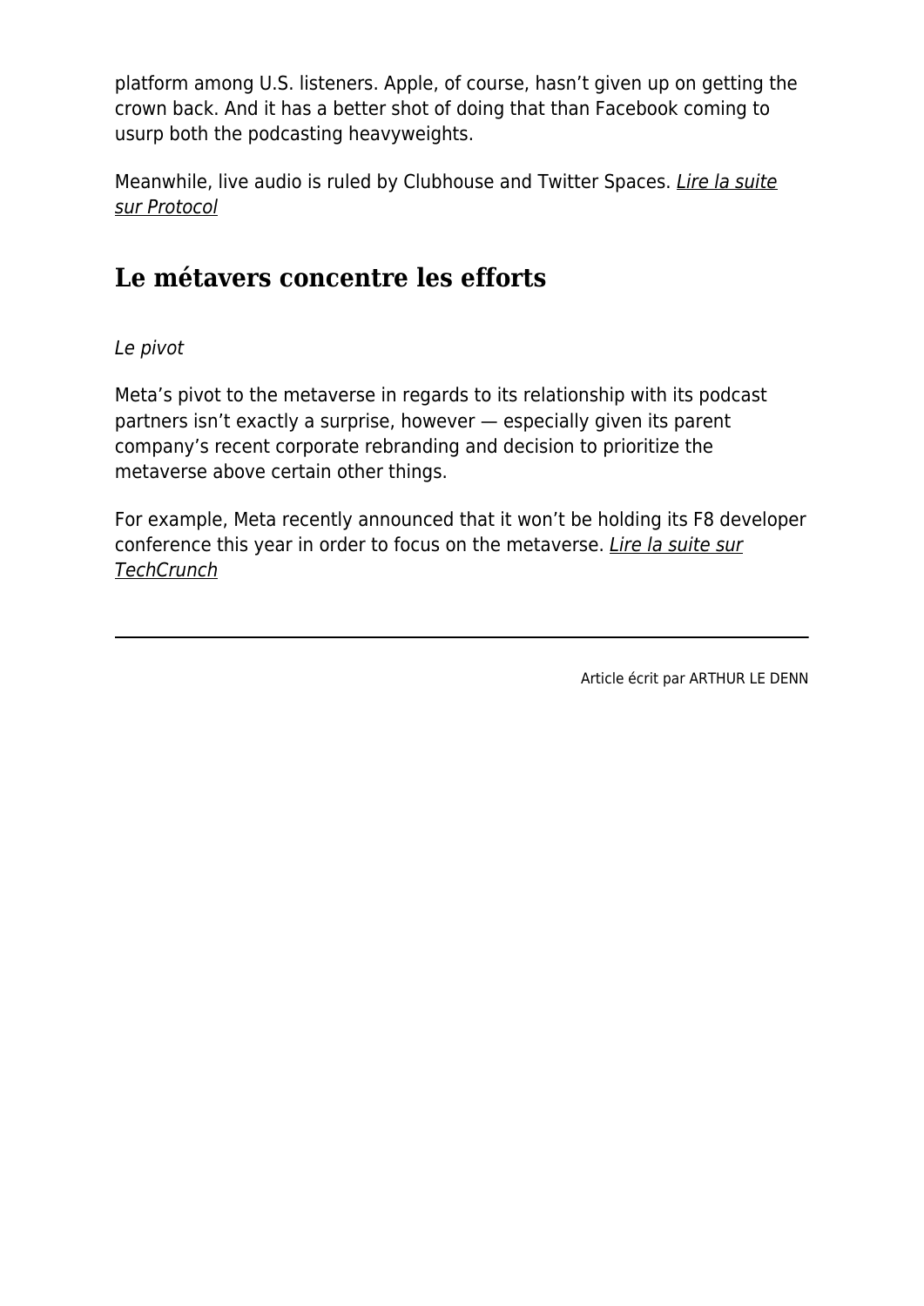platform among U.S. listeners. Apple, of course, hasn't given up on getting the crown back. And it has a better shot of doing that than Facebook coming to usurp both the podcasting heavyweights.

Meanwhile, live audio is ruled by Clubhouse and Twitter Spaces. *Lire la suite sur Protocol*

## Le métavers concentre les efforts

*Le pivot*

Meta's pivot to the metaverse in regards to its relationship with its podcast partners isn't exactly a surprise, however — especially given its parent company's recent corporate rebranding and decision to prioritize the metaverse above certain other things.

For example, Meta recently announced that it won't be holding its F8 developer conference this year in order to focus on the metaverse. *Lire la suite sur TechCrunch*

---

Article écrit par ARTHUR LE DENN